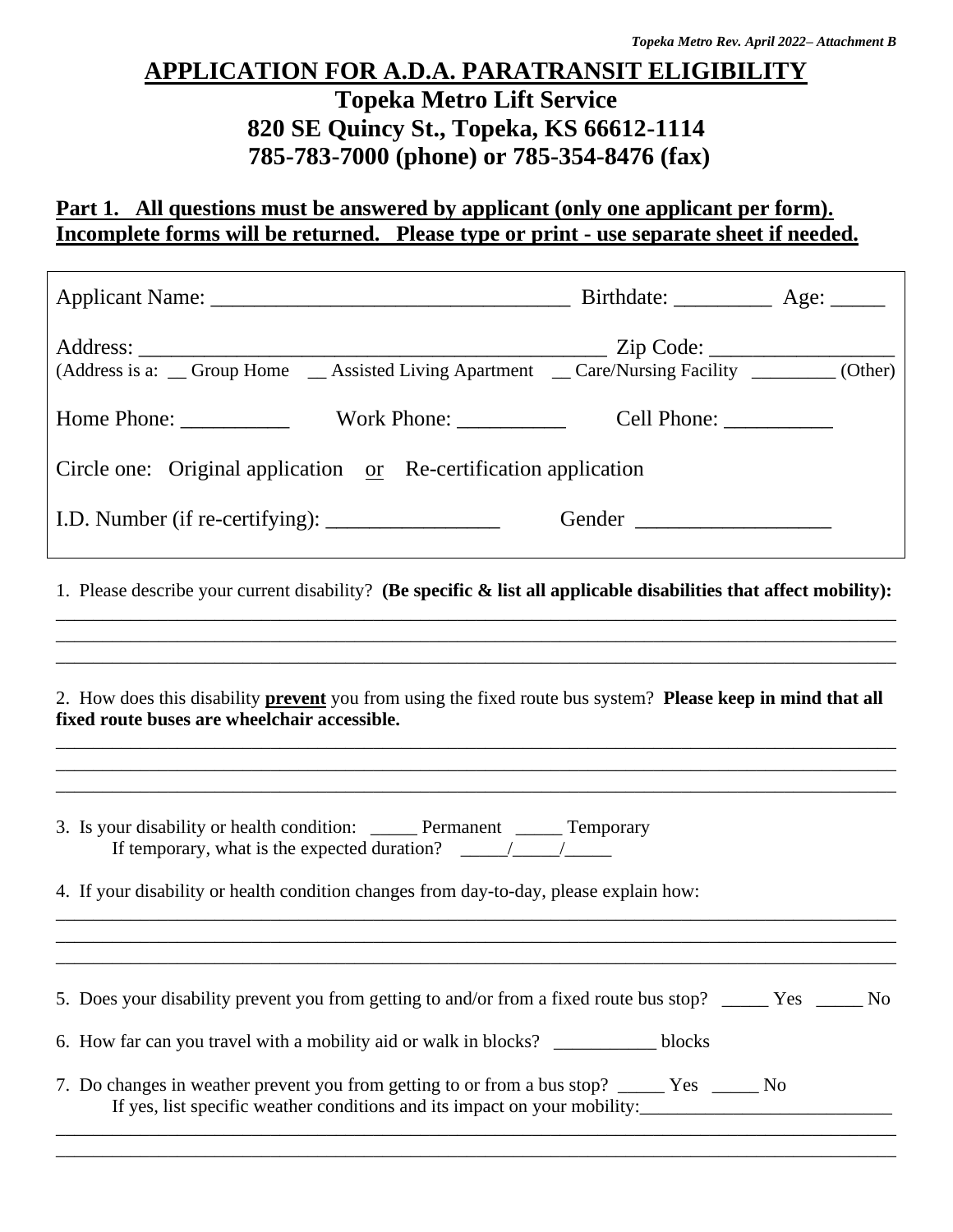# APPLICATION FOR A.D.A. PARATRANSIT ELIGIBILITY

## Topeka Metro Lift Service
## 820 SE Quincy St., Topeka, KS 66612-1114
## 785-783-7000 (phone) or 785-354-8476 (fax)

**Part 1. All questions must be answered by applicant (only one applicant per form). Incomplete forms will be returned. Please type or print - use separate sheet if needed.**

Applicant Name: ________________________________ Birthdate: _________ Age: _____

Address: ____________________________________________ Zip Code: _________________
(Address is a: __ Group Home __ Assisted Living Apartment __ Care/Nursing Facility _________ (Other)

Home Phone: __________ Work Phone: __________ Cell Phone: __________

Circle one: Original application or Re-certification application

I.D. Number (if re-certifying): ________________ Gender __________________

1. Please describe your current disability? **(Be specific & list all applicable disabilities that affect mobility):**
______________________________________________________________________________
______________________________________________________________________________
______________________________________________________________________________

2. How does this disability **prevent** you from using the fixed route bus system? **Please keep in mind that all fixed route buses are wheelchair accessible.**
______________________________________________________________________________
______________________________________________________________________________
______________________________________________________________________________

3. Is your disability or health condition: _____ Permanent _____ Temporary
If temporary, what is the expected duration? _____/_____/_____

4. If your disability or health condition changes from day-to-day, please explain how:
______________________________________________________________________________
______________________________________________________________________________
______________________________________________________________________________

5. Does your disability prevent you from getting to and/or from a fixed route bus stop? _____ Yes _____ No

6. How far can you travel with a mobility aid or walk in blocks? ___________ blocks

7. Do changes in weather prevent you from getting to or from a bus stop? _____ Yes _____ No
If yes, list specific weather conditions and its impact on your mobility:___________________________
______________________________________________________________________________
______________________________________________________________________________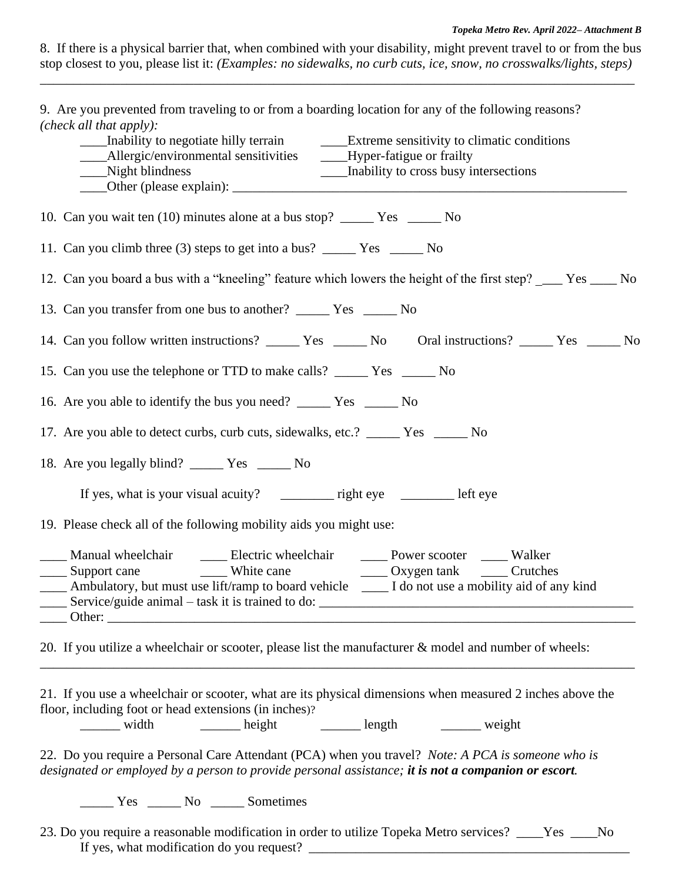8. If there is a physical barrier that, when combined with your disability, might prevent travel to or from the bus stop closest to you, please list it: *(Examples: no sidewalks, no curb cuts, ice, snow, no crosswalks/lights, steps)*
________________________________________________________________________________________

9. Are you prevented from traveling to or from a boarding location for any of the following reasons? *(check all that apply):*

____Inability to negotiate hilly terrain ____Extreme sensitivity to climatic conditions
____Allergic/environmental sensitivities ____Hyper-fatigue or frailty
____Night blindness ____Inability to cross busy intersections
____Other (please explain): ____________________________________________________________

10. Can you wait ten (10) minutes alone at a bus stop? _____ Yes _____ No

11. Can you climb three (3) steps to get into a bus? _____ Yes _____ No

12. Can you board a bus with a "kneeling" feature which lowers the height of the first step? ____ Yes ____ No

13. Can you transfer from one bus to another? _____ Yes _____ No

14. Can you follow written instructions? _____ Yes _____ No Oral instructions? _____ Yes _____ No

15. Can you use the telephone or TTD to make calls? _____ Yes _____ No

16. Are you able to identify the bus you need? _____ Yes _____ No

17. Are you able to detect curbs, curb cuts, sidewalks, etc.? _____ Yes _____ No

18. Are you legally blind? _____ Yes _____ No

If yes, what is your visual acuity? ________ right eye ________ left eye

19. Please check all of the following mobility aids you might use:

____ Manual wheelchair ____ Electric wheelchair ____ Power scooter ____ Walker
____ Support cane ____ White cane ____ Oxygen tank ____ Crutches
____ Ambulatory, but must use lift/ramp to board vehicle ____ I do not use a mobility aid of any kind
____ Service/guide animal – task it is trained to do: _______________________________________________
____ Other: ___________________________________________________________________________

20. If you utilize a wheelchair or scooter, please list the manufacturer & model and number of wheels:
________________________________________________________________________________________

21. If you use a wheelchair or scooter, what are its physical dimensions when measured 2 inches above the floor, including foot or head extensions (in inches)?

______ width ______ height ______ length ______ weight

22. Do you require a Personal Care Attendant (PCA) when you travel? *Note: A PCA is someone who is designated or employed by a person to provide personal assistance; **it is not a companion or escort**.*

_____ Yes _____ No _____ Sometimes

23. Do you require a reasonable modification in order to utilize Topeka Metro services? ____Yes ____No
If yes, what modification do you request? ________________________________________________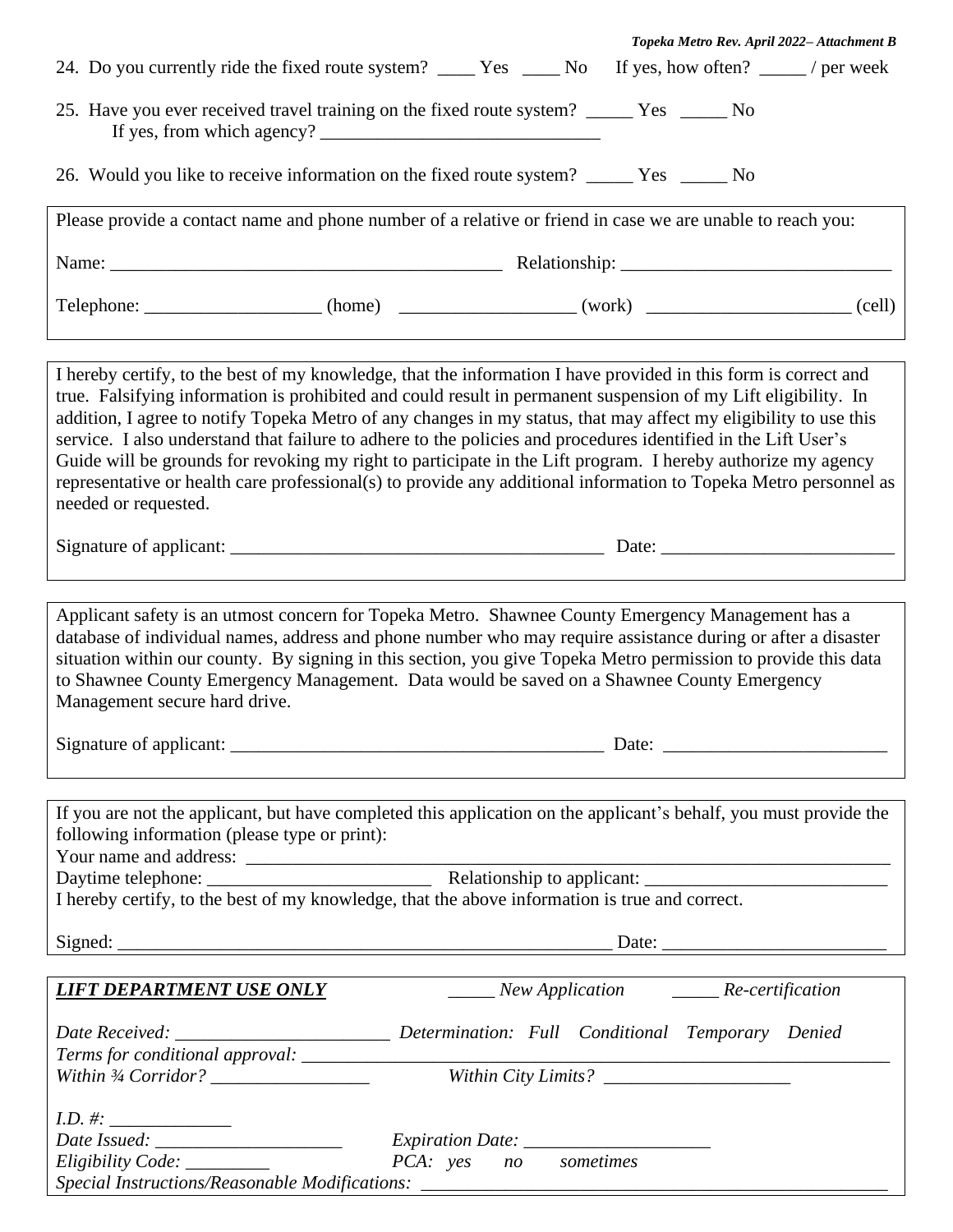24. Do you currently ride the fixed route system? ____ Yes ____ No   If yes, how often? _____ / per week

25. Have you ever received travel training on the fixed route system? _____ Yes _____ No
    If yes, from which agency? ______________________________

26. Would you like to receive information on the fixed route system? _____ Yes _____ No

Please provide a contact name and phone number of a relative or friend in case we are unable to reach you:

Name: ___________________________________________ Relationship: _____________________________

Telephone: ___________________ (home) ___________________ (work) ______________________ (cell)

I hereby certify, to the best of my knowledge, that the information I have provided in this form is correct and true. Falsifying information is prohibited and could result in permanent suspension of my Lift eligibility. In addition, I agree to notify Topeka Metro of any changes in my status, that may affect my eligibility to use this service. I also understand that failure to adhere to the policies and procedures identified in the Lift User's Guide will be grounds for revoking my right to participate in the Lift program. I hereby authorize my agency representative or health care professional(s) to provide any additional information to Topeka Metro personnel as needed or requested.

Signature of applicant: _________________________________________ Date: _________________________

Applicant safety is an utmost concern for Topeka Metro. Shawnee County Emergency Management has a database of individual names, address and phone number who may require assistance during or after a disaster situation within our county. By signing in this section, you give Topeka Metro permission to provide this data to Shawnee County Emergency Management. Data would be saved on a Shawnee County Emergency Management secure hard drive.

Signature of applicant: _________________________________________ Date: ________________________

If you are not the applicant, but have completed this application on the applicant's behalf, you must provide the following information (please type or print):
Your name and address: _____________________________________________________________________
Daytime telephone: _________________________ Relationship to applicant: __________________________
I hereby certify, to the best of my knowledge, that the above information is true and correct.

Signed: ______________________________________________________ Date: ________________________

***LIFT DEPARTMENT USE ONLY***   _____ *New Application*   _____ *Re-certification*

*Date Received:* _______________________ *Determination: Full Conditional Temporary Denied*
*Terms for conditional approval:* _____________________________________________________________
*Within ¾ Corridor?* _________________   *Within City Limits?* ____________________

*I.D. #:* _____________
*Date Issued:* ____________________   *Expiration Date:* ____________________
*Eligibility Code:* _________   *PCA: yes no sometimes*
*Special Instructions/Reasonable Modifications:* _____________________________________________________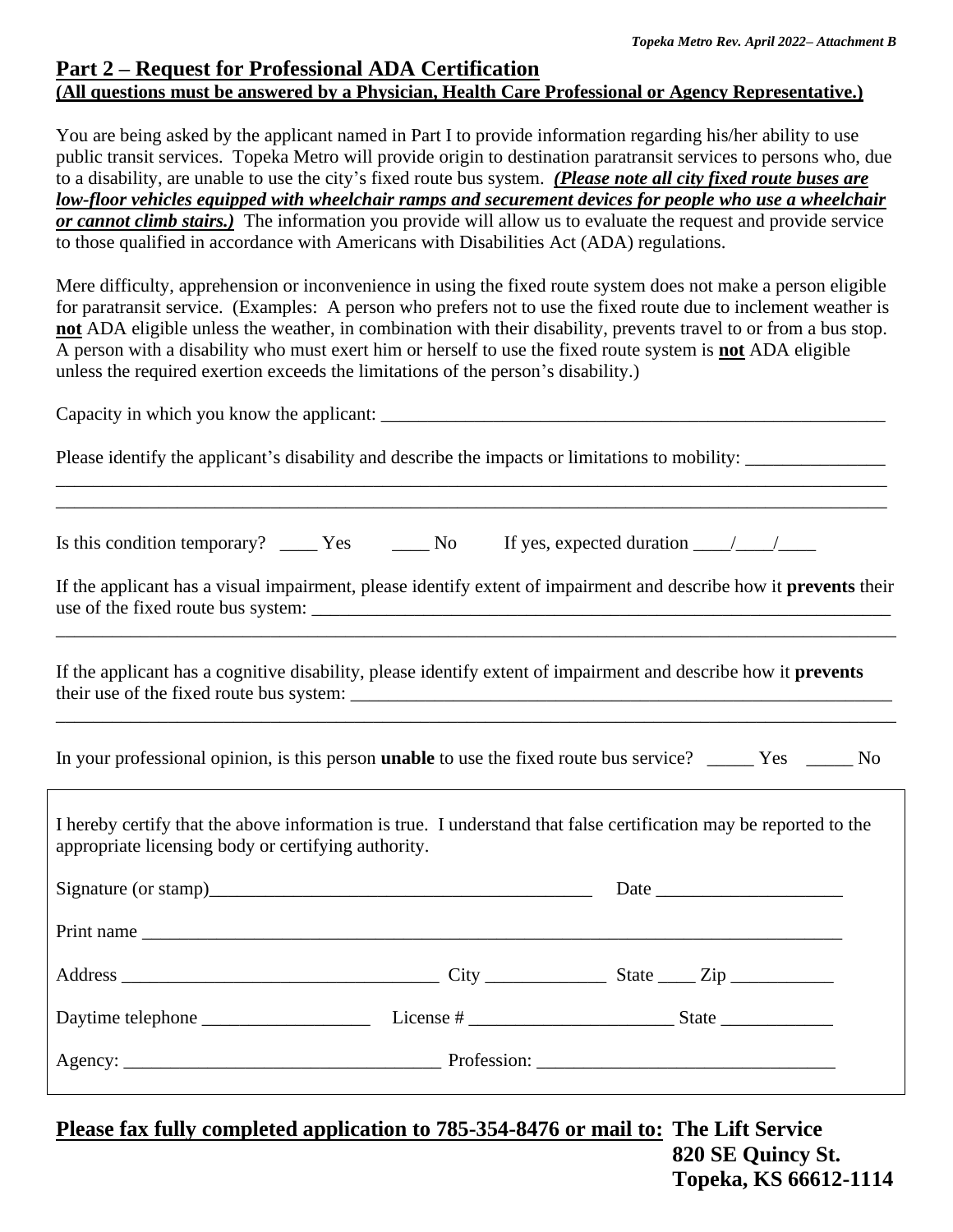## Part 2 – Request for Professional ADA Certification

**(All questions must be answered by a Physician, Health Care Professional or Agency Representative.)**

You are being asked by the applicant named in Part I to provide information regarding his/her ability to use public transit services. Topeka Metro will provide origin to destination paratransit services to persons who, due to a disability, are unable to use the city's fixed route bus system. ***(Please note all city fixed route buses are low-floor vehicles equipped with wheelchair ramps and securement devices for people who use a wheelchair or cannot climb stairs.)*** The information you provide will allow us to evaluate the request and provide service to those qualified in accordance with Americans with Disabilities Act (ADA) regulations.

Mere difficulty, apprehension or inconvenience in using the fixed route system does not make a person eligible for paratransit service. (Examples: A person who prefers not to use the fixed route due to inclement weather is **not** ADA eligible unless the weather, in combination with their disability, prevents travel to or from a bus stop. A person with a disability who must exert him or herself to use the fixed route system is **not** ADA eligible unless the required exertion exceeds the limitations of the person's disability.)

Capacity in which you know the applicant: ______________________________________________________

Please identify the applicant's disability and describe the impacts or limitations to mobility: _______________
______________________________________________________________________________________
______________________________________________________________________________________

Is this condition temporary? ____ Yes ____ No If yes, expected duration ____/____/____

If the applicant has a visual impairment, please identify extent of impairment and describe how it **prevents** their use of the fixed route bus system: ________________________________________________________________
______________________________________________________________________________________

If the applicant has a cognitive disability, please identify extent of impairment and describe how it **prevents** their use of the fixed route bus system: ________________________________________________________________
______________________________________________________________________________________

In your professional opinion, is this person **unable** to use the fixed route bus service? _____ Yes _____ No

I hereby certify that the above information is true. I understand that false certification may be reported to the appropriate licensing body or certifying authority.

Signature (or stamp)__________________________________________ Date ____________________

Print name _____________________________________________________________________________

Address __________________________________ City _____________ State ____ Zip ___________

Daytime telephone __________________ License # ______________________ State ____________

Agency: _________________________________ Profession: _______________________________

**Please fax fully completed application to 785-354-8476 or mail to: The Lift Service**
**820 SE Quincy St.**
**Topeka, KS 66612-1114**